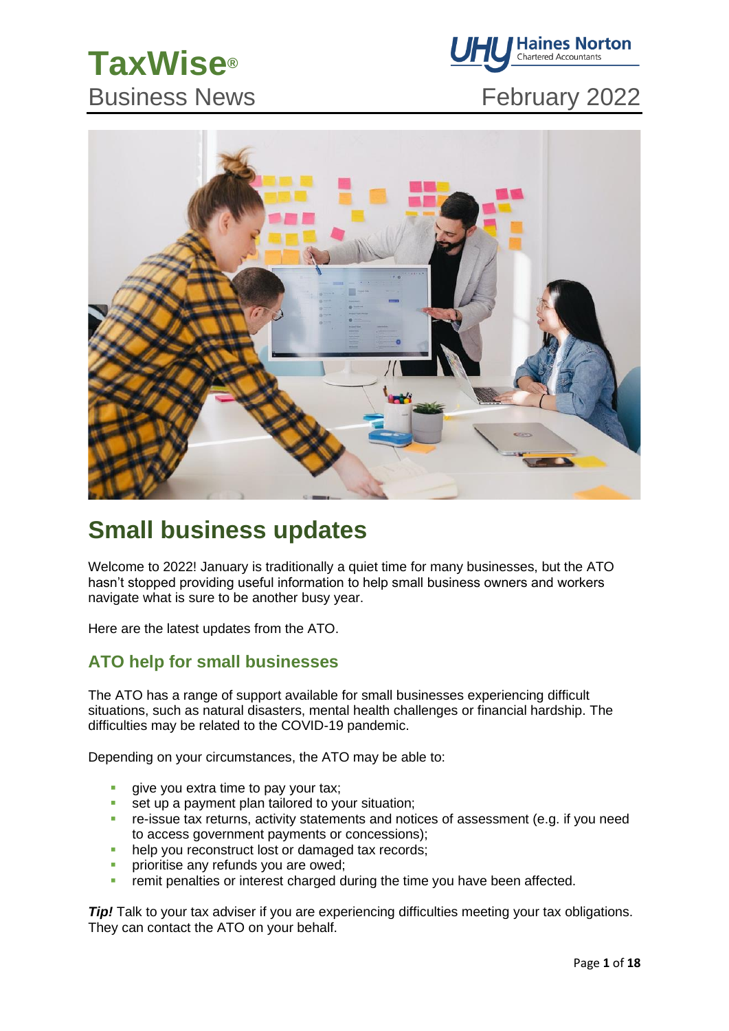# TaxWise®
Business News

February 2022

## Small business updates

Welcome to 2022! January is traditionally a quiet time for many businesses, but the ATO hasn't stopped providing useful information to help small business owners and workers navigate what is sure to be another busy year.

Here are the latest updates from the ATO.

### ATO help for small businesses

The ATO has a range of support available for small businesses experiencing difficult situations, such as natural disasters, mental health challenges or financial hardship. The difficulties may be related to the COVID-19 pandemic.

Depending on your circumstances, the ATO may be able to:

- give you extra time to pay your tax;
- set up a payment plan tailored to your situation;
- re-issue tax returns, activity statements and notices of assessment (e.g. if you need to access government payments or concessions);
- help you reconstruct lost or damaged tax records;
- prioritise any refunds you are owed;
- remit penalties or interest charged during the time you have been affected.

***Tip!*** Talk to your tax adviser if you are experiencing difficulties meeting your tax obligations. They can contact the ATO on your behalf.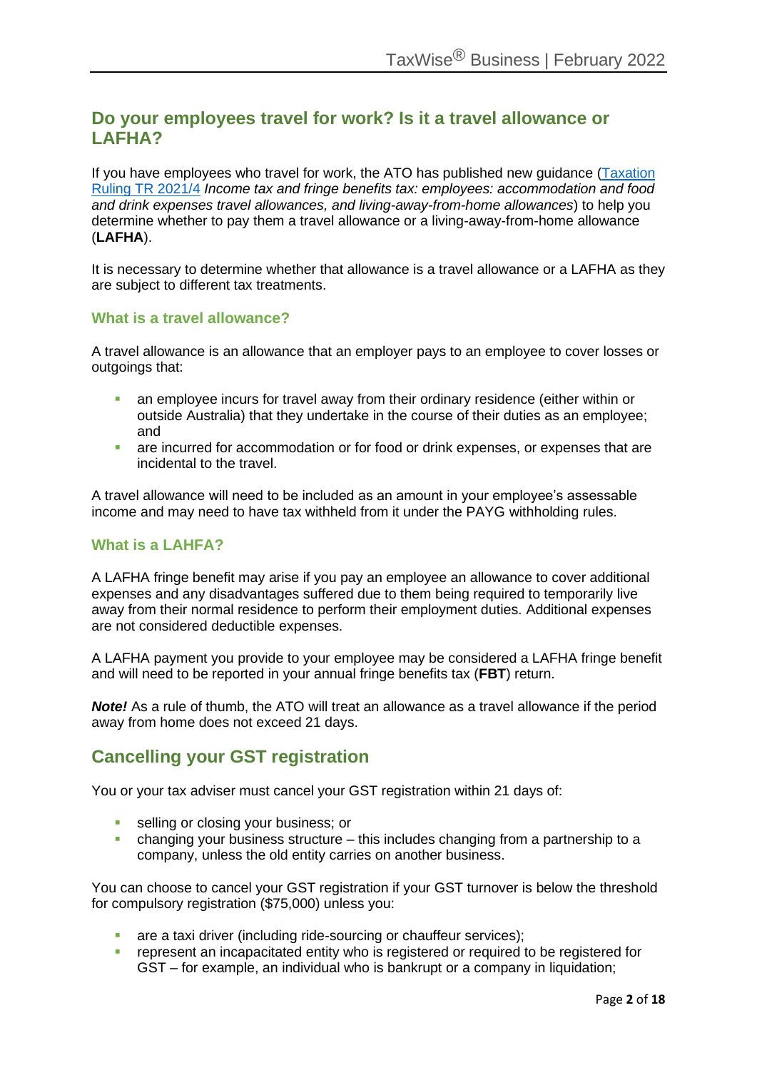## Do your employees travel for work? Is it a travel allowance or LAFHA?

If you have employees who travel for work, the ATO has published new guidance (Taxation Ruling TR 2021/4 *Income tax and fringe benefits tax: employees: accommodation and food and drink expenses travel allowances, and living-away-from-home allowances*) to help you determine whether to pay them a travel allowance or a living-away-from-home allowance (**LAFHA**).

It is necessary to determine whether that allowance is a travel allowance or a LAFHA as they are subject to different tax treatments.

### What is a travel allowance?

A travel allowance is an allowance that an employer pays to an employee to cover losses or outgoings that:

- an employee incurs for travel away from their ordinary residence (either within or outside Australia) that they undertake in the course of their duties as an employee; and
- are incurred for accommodation or for food or drink expenses, or expenses that are incidental to the travel.

A travel allowance will need to be included as an amount in your employee's assessable income and may need to have tax withheld from it under the PAYG withholding rules.

### What is a LAHFA?

A LAFHA fringe benefit may arise if you pay an employee an allowance to cover additional expenses and any disadvantages suffered due to them being required to temporarily live away from their normal residence to perform their employment duties. Additional expenses are not considered deductible expenses.

A LAFHA payment you provide to your employee may be considered a LAFHA fringe benefit and will need to be reported in your annual fringe benefits tax (**FBT**) return.

***Note!*** As a rule of thumb, the ATO will treat an allowance as a travel allowance if the period away from home does not exceed 21 days.

## Cancelling your GST registration

You or your tax adviser must cancel your GST registration within 21 days of:

- selling or closing your business; or
- changing your business structure – this includes changing from a partnership to a company, unless the old entity carries on another business.

You can choose to cancel your GST registration if your GST turnover is below the threshold for compulsory registration ($75,000) unless you:

- are a taxi driver (including ride-sourcing or chauffeur services);
- represent an incapacitated entity who is registered or required to be registered for GST – for example, an individual who is bankrupt or a company in liquidation;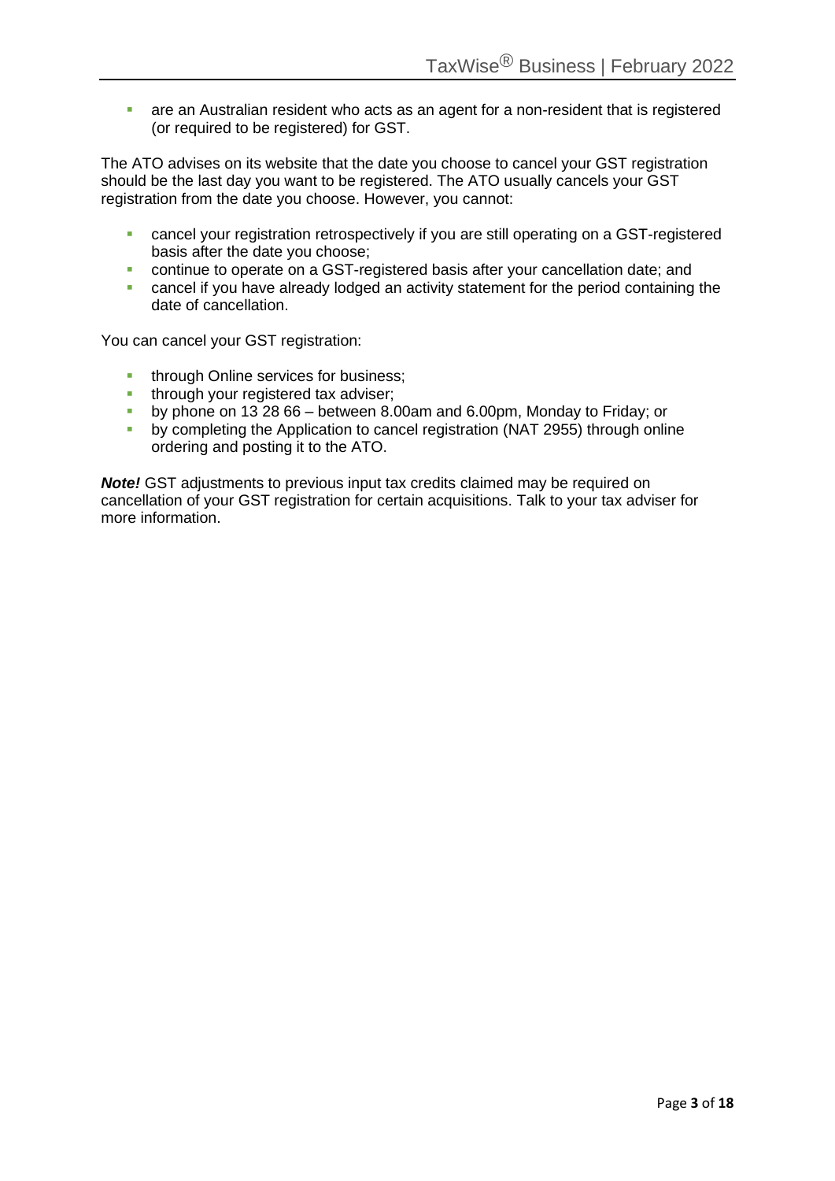- are an Australian resident who acts as an agent for a non-resident that is registered (or required to be registered) for GST.

The ATO advises on its website that the date you choose to cancel your GST registration should be the last day you want to be registered. The ATO usually cancels your GST registration from the date you choose. However, you cannot:

- cancel your registration retrospectively if you are still operating on a GST-registered basis after the date you choose;
- continue to operate on a GST-registered basis after your cancellation date; and
- cancel if you have already lodged an activity statement for the period containing the date of cancellation.

You can cancel your GST registration:

- through Online services for business;
- through your registered tax adviser;
- by phone on 13 28 66 – between 8.00am and 6.00pm, Monday to Friday; or
- by completing the Application to cancel registration (NAT 2955) through online ordering and posting it to the ATO.

***Note!*** GST adjustments to previous input tax credits claimed may be required on cancellation of your GST registration for certain acquisitions. Talk to your tax adviser for more information.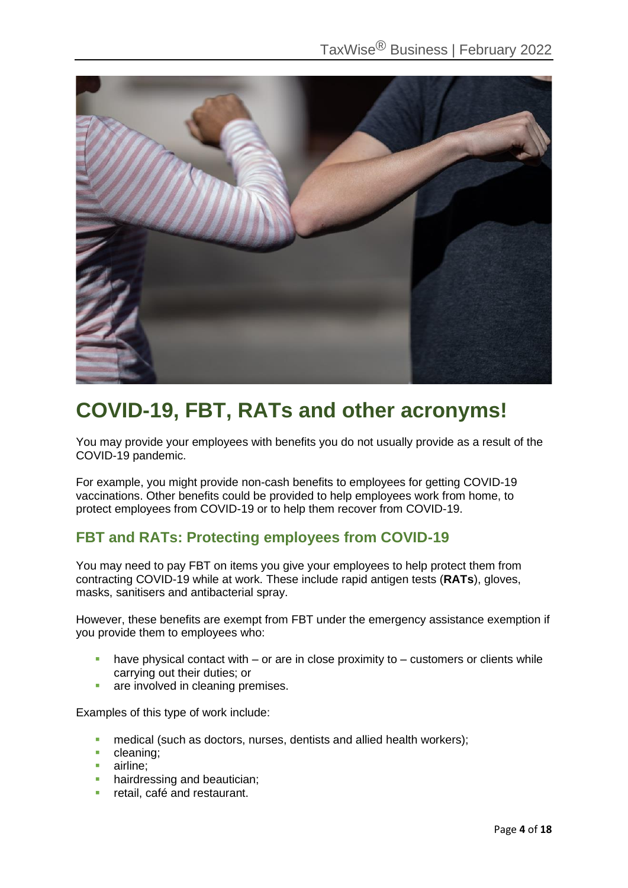# COVID-19, FBT, RATs and other acronyms!

You may provide your employees with benefits you do not usually provide as a result of the COVID-19 pandemic.

For example, you might provide non-cash benefits to employees for getting COVID-19 vaccinations. Other benefits could be provided to help employees work from home, to protect employees from COVID-19 or to help them recover from COVID-19.

## FBT and RATs: Protecting employees from COVID-19

You may need to pay FBT on items you give your employees to help protect them from contracting COVID-19 while at work. These include rapid antigen tests (**RATs**), gloves, masks, sanitisers and antibacterial spray.

However, these benefits are exempt from FBT under the emergency assistance exemption if you provide them to employees who:

- have physical contact with – or are in close proximity to – customers or clients while carrying out their duties; or
- are involved in cleaning premises.

Examples of this type of work include:

- medical (such as doctors, nurses, dentists and allied health workers);
- cleaning;
- airline;
- hairdressing and beautician;
- retail, café and restaurant.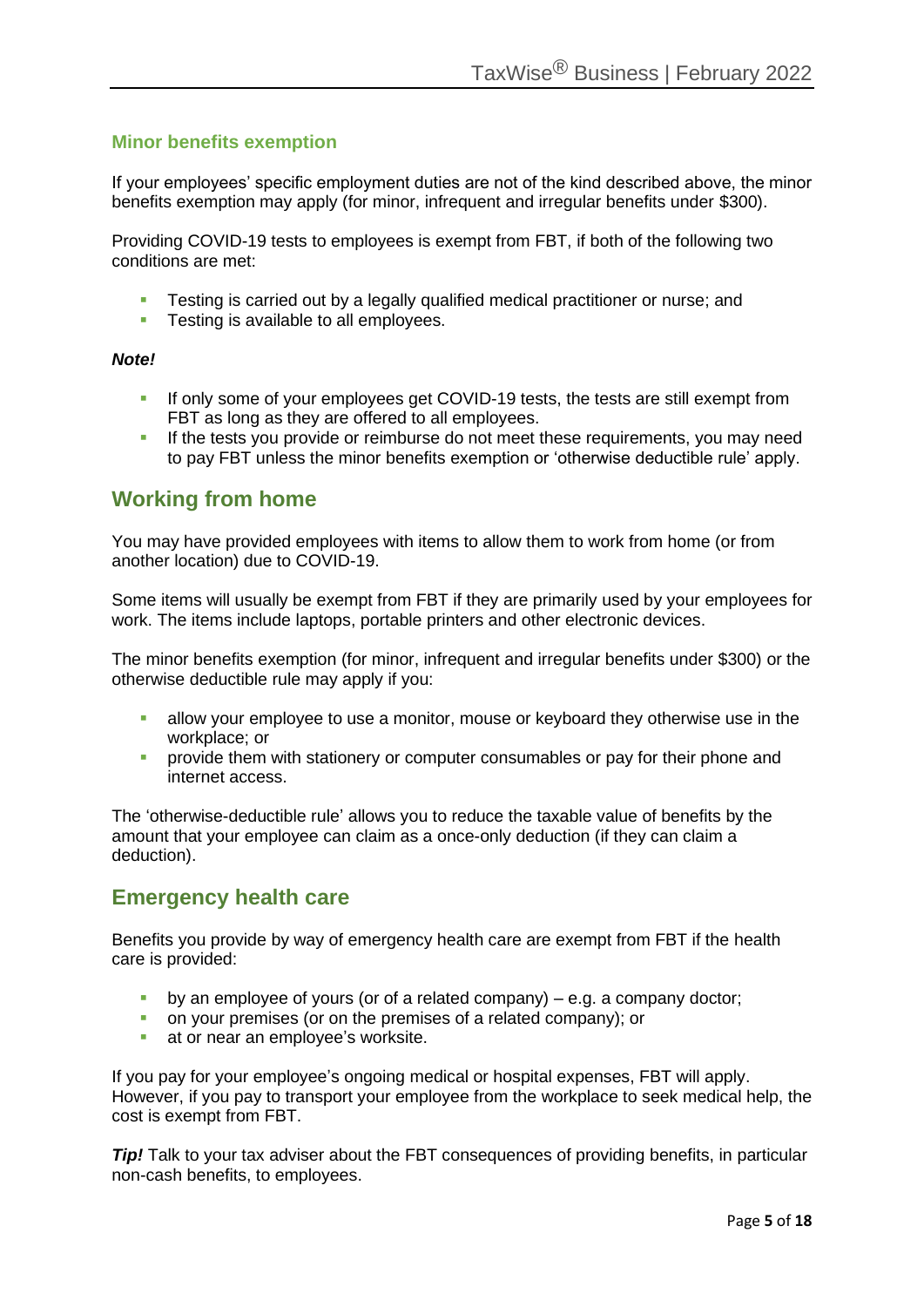### Minor benefits exemption

If your employees' specific employment duties are not of the kind described above, the minor benefits exemption may apply (for minor, infrequent and irregular benefits under $300).

Providing COVID-19 tests to employees is exempt from FBT, if both of the following two conditions are met:

- Testing is carried out by a legally qualified medical practitioner or nurse; and
- Testing is available to all employees.

***Note!***

- If only some of your employees get COVID-19 tests, the tests are still exempt from FBT as long as they are offered to all employees.
- If the tests you provide or reimburse do not meet these requirements, you may need to pay FBT unless the minor benefits exemption or 'otherwise deductible rule' apply.

## Working from home

You may have provided employees with items to allow them to work from home (or from another location) due to COVID-19.

Some items will usually be exempt from FBT if they are primarily used by your employees for work. The items include laptops, portable printers and other electronic devices.

The minor benefits exemption (for minor, infrequent and irregular benefits under $300) or the otherwise deductible rule may apply if you:

- allow your employee to use a monitor, mouse or keyboard they otherwise use in the workplace; or
- provide them with stationery or computer consumables or pay for their phone and internet access.

The 'otherwise-deductible rule' allows you to reduce the taxable value of benefits by the amount that your employee can claim as a once-only deduction (if they can claim a deduction).

## Emergency health care

Benefits you provide by way of emergency health care are exempt from FBT if the health care is provided:

- by an employee of yours (or of a related company) – e.g. a company doctor;
- on your premises (or on the premises of a related company); or
- at or near an employee's worksite.

If you pay for your employee's ongoing medical or hospital expenses, FBT will apply. However, if you pay to transport your employee from the workplace to seek medical help, the cost is exempt from FBT.

***Tip!*** Talk to your tax adviser about the FBT consequences of providing benefits, in particular non-cash benefits, to employees.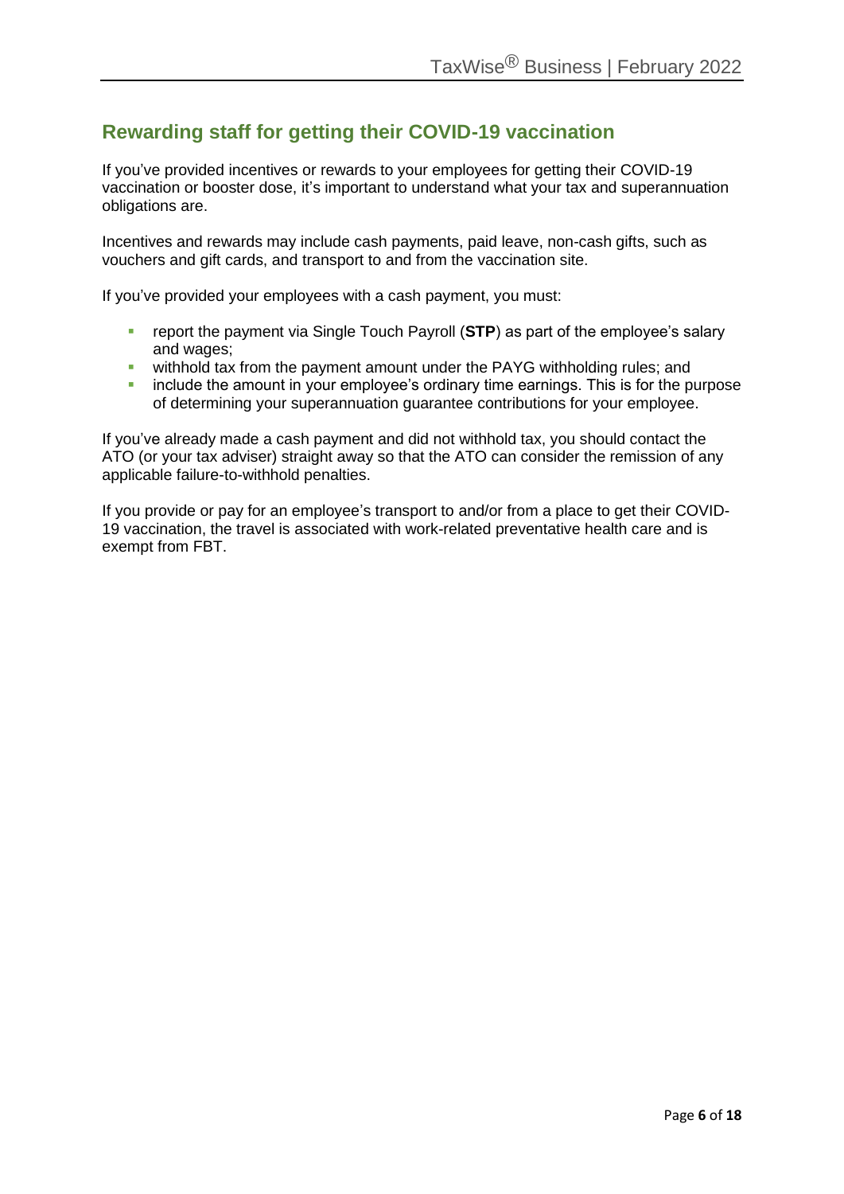## Rewarding staff for getting their COVID-19 vaccination

If you've provided incentives or rewards to your employees for getting their COVID-19 vaccination or booster dose, it's important to understand what your tax and superannuation obligations are.

Incentives and rewards may include cash payments, paid leave, non-cash gifts, such as vouchers and gift cards, and transport to and from the vaccination site.

If you've provided your employees with a cash payment, you must:

- report the payment via Single Touch Payroll (**STP**) as part of the employee's salary and wages;
- withhold tax from the payment amount under the PAYG withholding rules; and
- include the amount in your employee's ordinary time earnings. This is for the purpose of determining your superannuation guarantee contributions for your employee.

If you've already made a cash payment and did not withhold tax, you should contact the ATO (or your tax adviser) straight away so that the ATO can consider the remission of any applicable failure-to-withhold penalties.

If you provide or pay for an employee's transport to and/or from a place to get their COVID-19 vaccination, the travel is associated with work-related preventative health care and is exempt from FBT.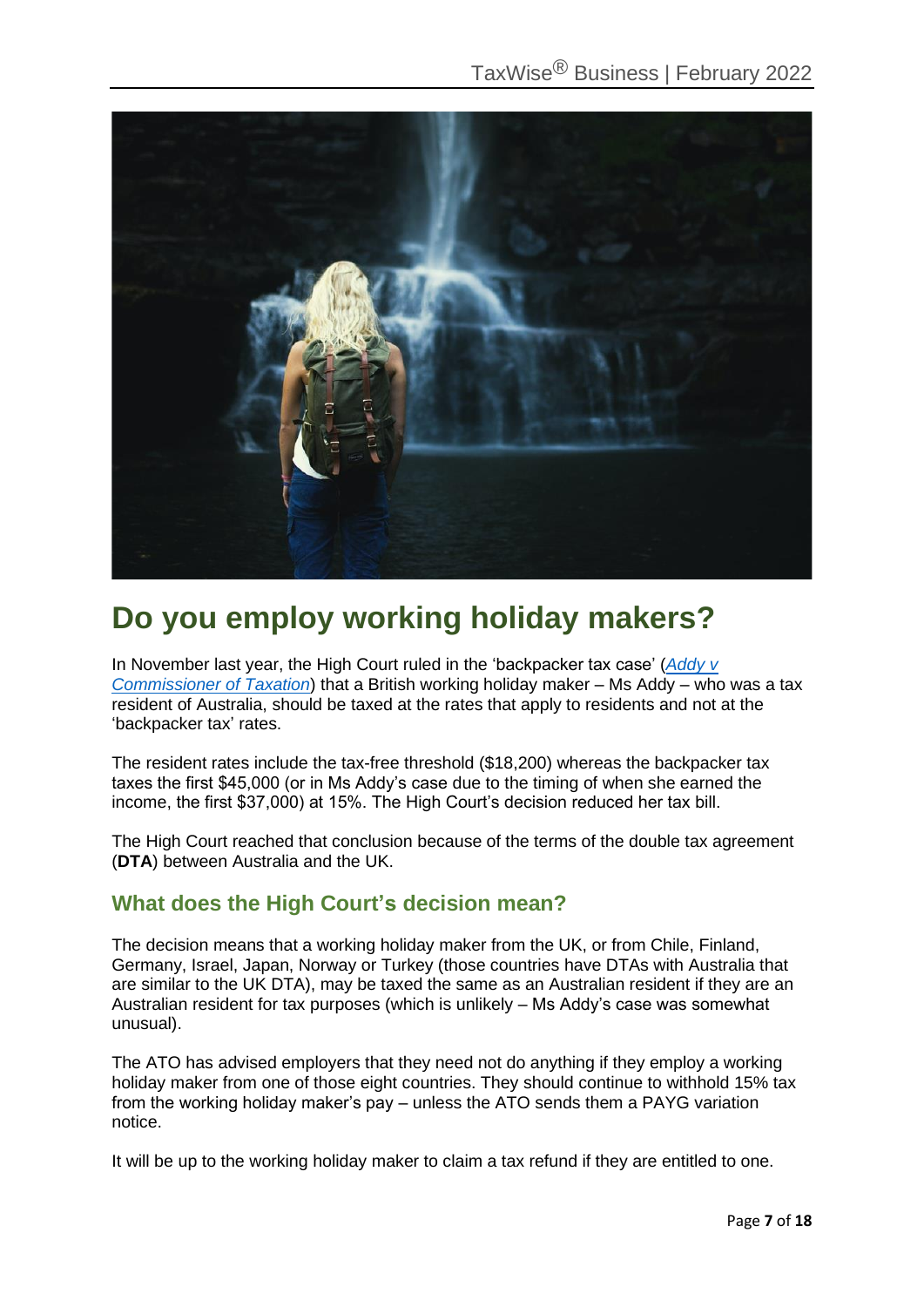# Do you employ working holiday makers?

In November last year, the High Court ruled in the 'backpacker tax case' (*Addy v Commissioner of Taxation*) that a British working holiday maker – Ms Addy – who was a tax resident of Australia, should be taxed at the rates that apply to residents and not at the 'backpacker tax' rates.

The resident rates include the tax-free threshold ($18,200) whereas the backpacker tax taxes the first $45,000 (or in Ms Addy's case due to the timing of when she earned the income, the first $37,000) at 15%. The High Court's decision reduced her tax bill.

The High Court reached that conclusion because of the terms of the double tax agreement (**DTA**) between Australia and the UK.

## What does the High Court's decision mean?

The decision means that a working holiday maker from the UK, or from Chile, Finland, Germany, Israel, Japan, Norway or Turkey (those countries have DTAs with Australia that are similar to the UK DTA), may be taxed the same as an Australian resident if they are an Australian resident for tax purposes (which is unlikely – Ms Addy's case was somewhat unusual).

The ATO has advised employers that they need not do anything if they employ a working holiday maker from one of those eight countries. They should continue to withhold 15% tax from the working holiday maker's pay – unless the ATO sends them a PAYG variation notice.

It will be up to the working holiday maker to claim a tax refund if they are entitled to one.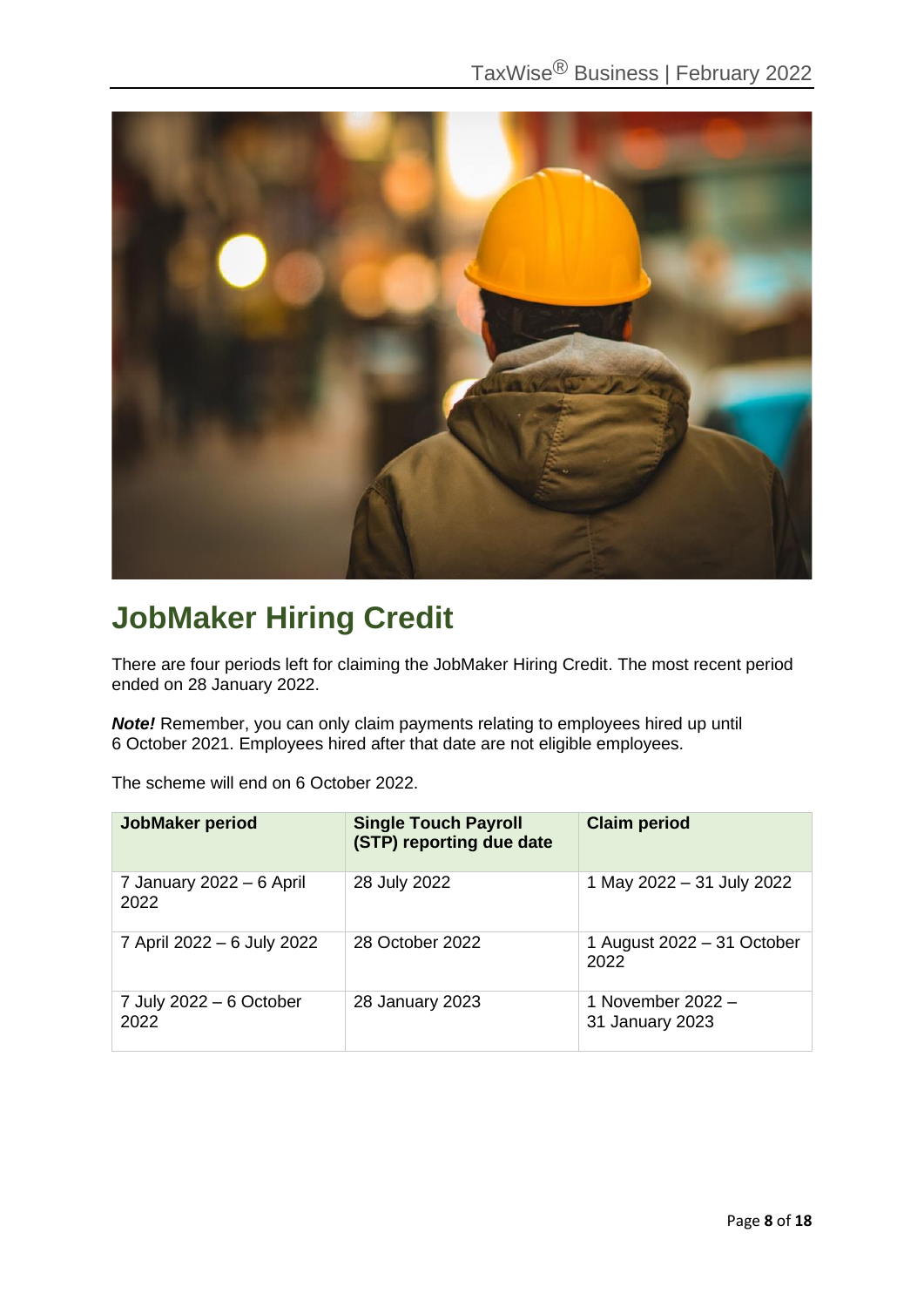# JobMaker Hiring Credit

There are four periods left for claiming the JobMaker Hiring Credit. The most recent period ended on 28 January 2022.

***Note!*** Remember, you can only claim payments relating to employees hired up until 6 October 2021. Employees hired after that date are not eligible employees.

The scheme will end on 6 October 2022.

| JobMaker period | Single Touch Payroll (STP) reporting due date | Claim period |
|---|---|---|
| 7 January 2022 – 6 April 2022 | 28 July 2022 | 1 May 2022 – 31 July 2022 |
| 7 April 2022 – 6 July 2022 | 28 October 2022 | 1 August 2022 – 31 October 2022 |
| 7 July 2022 – 6 October 2022 | 28 January 2023 | 1 November 2022 – 31 January 2023 |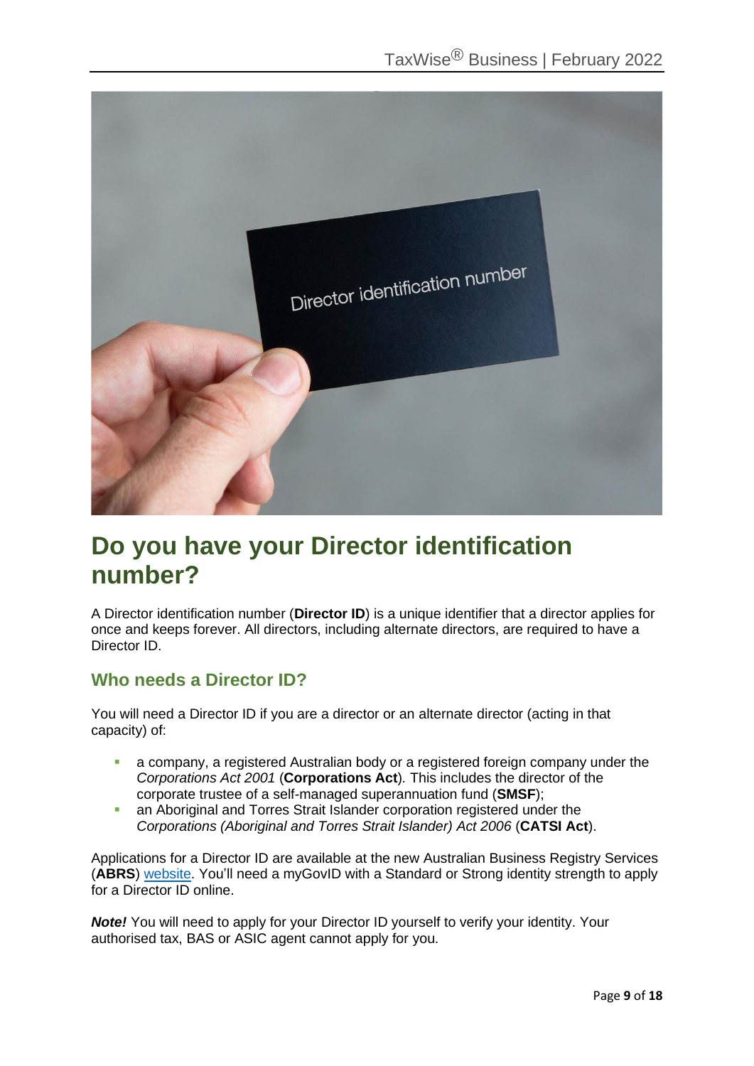# Do you have your Director identification number?

A Director identification number (**Director ID**) is a unique identifier that a director applies for once and keeps forever. All directors, including alternate directors, are required to have a Director ID.

## Who needs a Director ID?

You will need a Director ID if you are a director or an alternate director (acting in that capacity) of:

- a company, a registered Australian body or a registered foreign company under the *Corporations Act 2001* (**Corporations Act**). This includes the director of the corporate trustee of a self-managed superannuation fund (**SMSF**);
- an Aboriginal and Torres Strait Islander corporation registered under the *Corporations (Aboriginal and Torres Strait Islander) Act 2006* (**CATSI Act**).

Applications for a Director ID are available at the new Australian Business Registry Services (**ABRS**) website. You'll need a myGovID with a Standard or Strong identity strength to apply for a Director ID online.

***Note!*** You will need to apply for your Director ID yourself to verify your identity. Your authorised tax, BAS or ASIC agent cannot apply for you.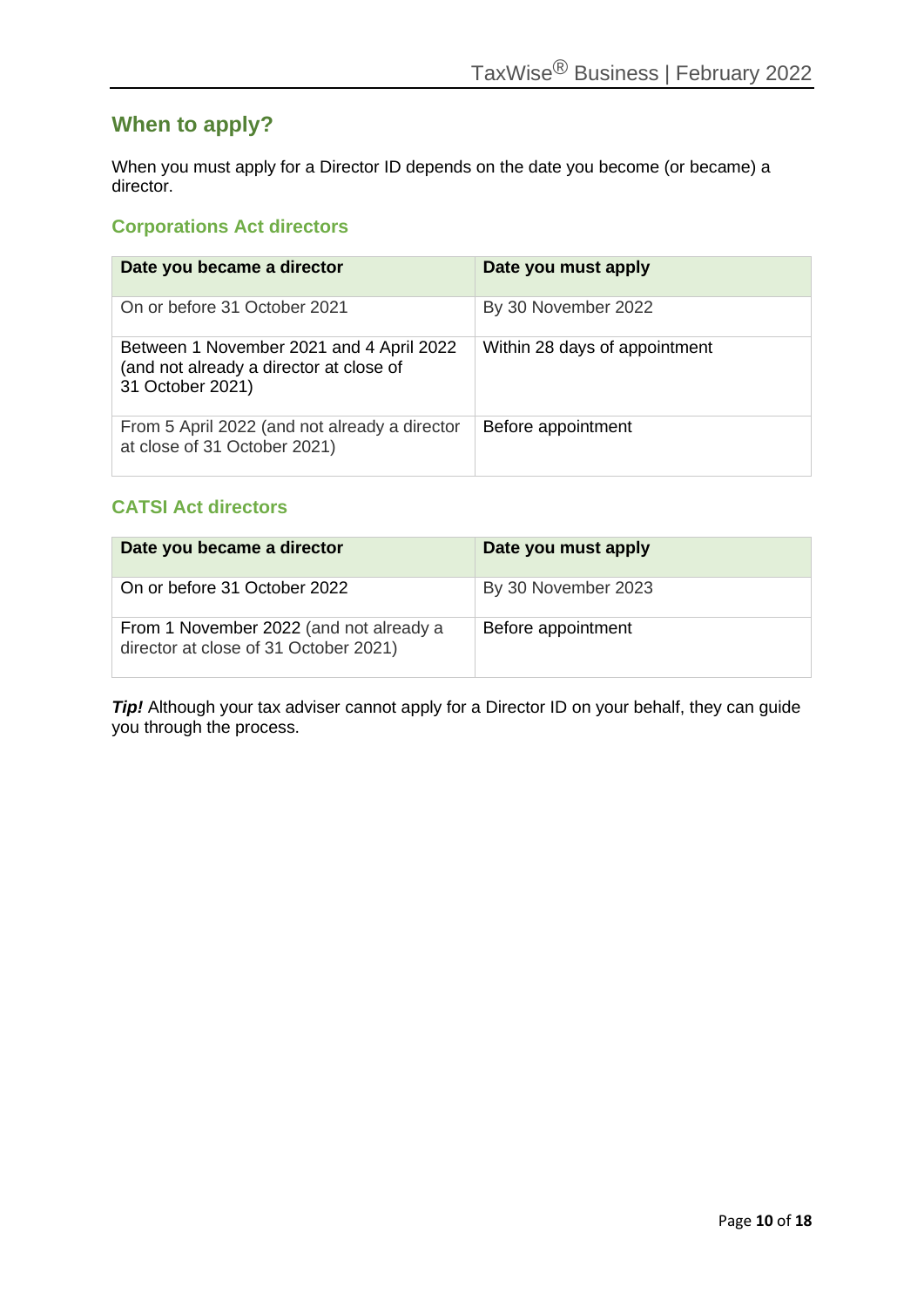## When to apply?

When you must apply for a Director ID depends on the date you become (or became) a director.

### Corporations Act directors

| Date you became a director | Date you must apply |
| --- | --- |
| On or before 31 October 2021 | By 30 November 2022 |
| Between 1 November 2021 and 4 April 2022 (and not already a director at close of 31 October 2021) | Within 28 days of appointment |
| From 5 April 2022 (and not already a director at close of 31 October 2021) | Before appointment |

### CATSI Act directors

| Date you became a director | Date you must apply |
| --- | --- |
| On or before 31 October 2022 | By 30 November 2023 |
| From 1 November 2022 (and not already a director at close of 31 October 2021) | Before appointment |

***Tip!*** Although your tax adviser cannot apply for a Director ID on your behalf, they can guide you through the process.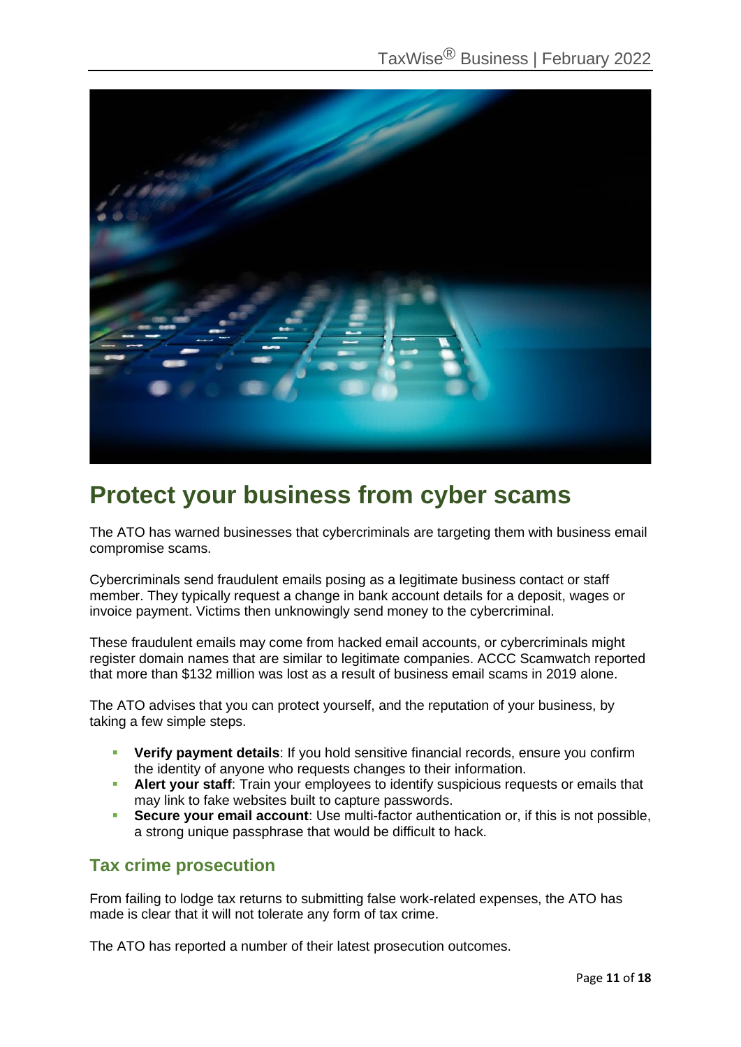# Protect your business from cyber scams

The ATO has warned businesses that cybercriminals are targeting them with business email compromise scams.

Cybercriminals send fraudulent emails posing as a legitimate business contact or staff member. They typically request a change in bank account details for a deposit, wages or invoice payment. Victims then unknowingly send money to the cybercriminal.

These fraudulent emails may come from hacked email accounts, or cybercriminals might register domain names that are similar to legitimate companies. ACCC Scamwatch reported that more than $132 million was lost as a result of business email scams in 2019 alone.

The ATO advises that you can protect yourself, and the reputation of your business, by taking a few simple steps.

- **Verify payment details**: If you hold sensitive financial records, ensure you confirm the identity of anyone who requests changes to their information.
- **Alert your staff**: Train your employees to identify suspicious requests or emails that may link to fake websites built to capture passwords.
- **Secure your email account**: Use multi-factor authentication or, if this is not possible, a strong unique passphrase that would be difficult to hack.

## Tax crime prosecution

From failing to lodge tax returns to submitting false work-related expenses, the ATO has made is clear that it will not tolerate any form of tax crime.

The ATO has reported a number of their latest prosecution outcomes.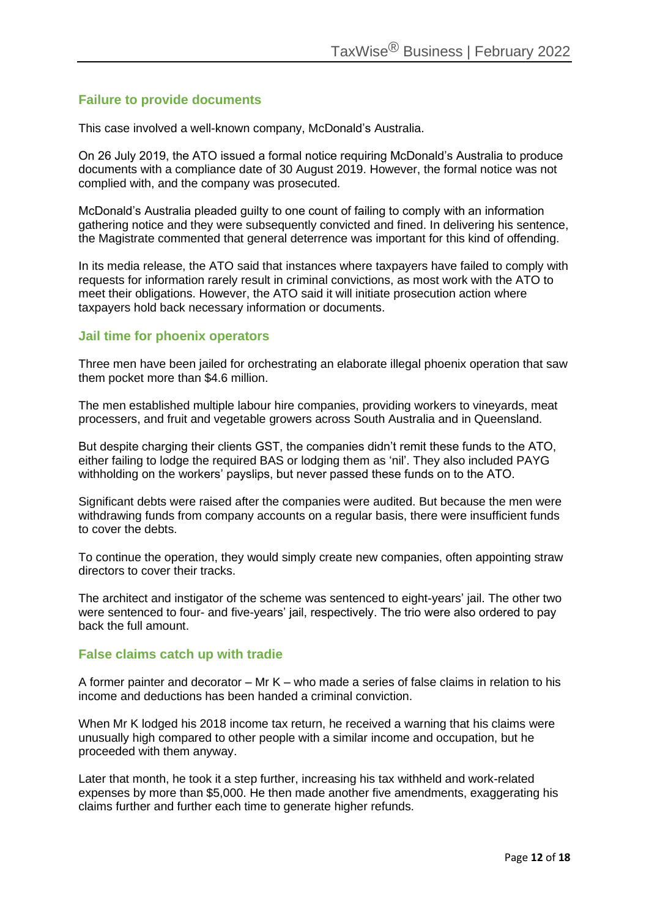## Failure to provide documents

This case involved a well-known company, McDonald's Australia.

On 26 July 2019, the ATO issued a formal notice requiring McDonald's Australia to produce documents with a compliance date of 30 August 2019. However, the formal notice was not complied with, and the company was prosecuted.

McDonald's Australia pleaded guilty to one count of failing to comply with an information gathering notice and they were subsequently convicted and fined. In delivering his sentence, the Magistrate commented that general deterrence was important for this kind of offending.

In its media release, the ATO said that instances where taxpayers have failed to comply with requests for information rarely result in criminal convictions, as most work with the ATO to meet their obligations. However, the ATO said it will initiate prosecution action where taxpayers hold back necessary information or documents.

## Jail time for phoenix operators

Three men have been jailed for orchestrating an elaborate illegal phoenix operation that saw them pocket more than $4.6 million.

The men established multiple labour hire companies, providing workers to vineyards, meat processers, and fruit and vegetable growers across South Australia and in Queensland.

But despite charging their clients GST, the companies didn't remit these funds to the ATO, either failing to lodge the required BAS or lodging them as 'nil'. They also included PAYG withholding on the workers' payslips, but never passed these funds on to the ATO.

Significant debts were raised after the companies were audited. But because the men were withdrawing funds from company accounts on a regular basis, there were insufficient funds to cover the debts.

To continue the operation, they would simply create new companies, often appointing straw directors to cover their tracks.

The architect and instigator of the scheme was sentenced to eight-years' jail. The other two were sentenced to four- and five-years' jail, respectively. The trio were also ordered to pay back the full amount.

## False claims catch up with tradie

A former painter and decorator – Mr K – who made a series of false claims in relation to his income and deductions has been handed a criminal conviction.

When Mr K lodged his 2018 income tax return, he received a warning that his claims were unusually high compared to other people with a similar income and occupation, but he proceeded with them anyway.

Later that month, he took it a step further, increasing his tax withheld and work-related expenses by more than $5,000. He then made another five amendments, exaggerating his claims further and further each time to generate higher refunds.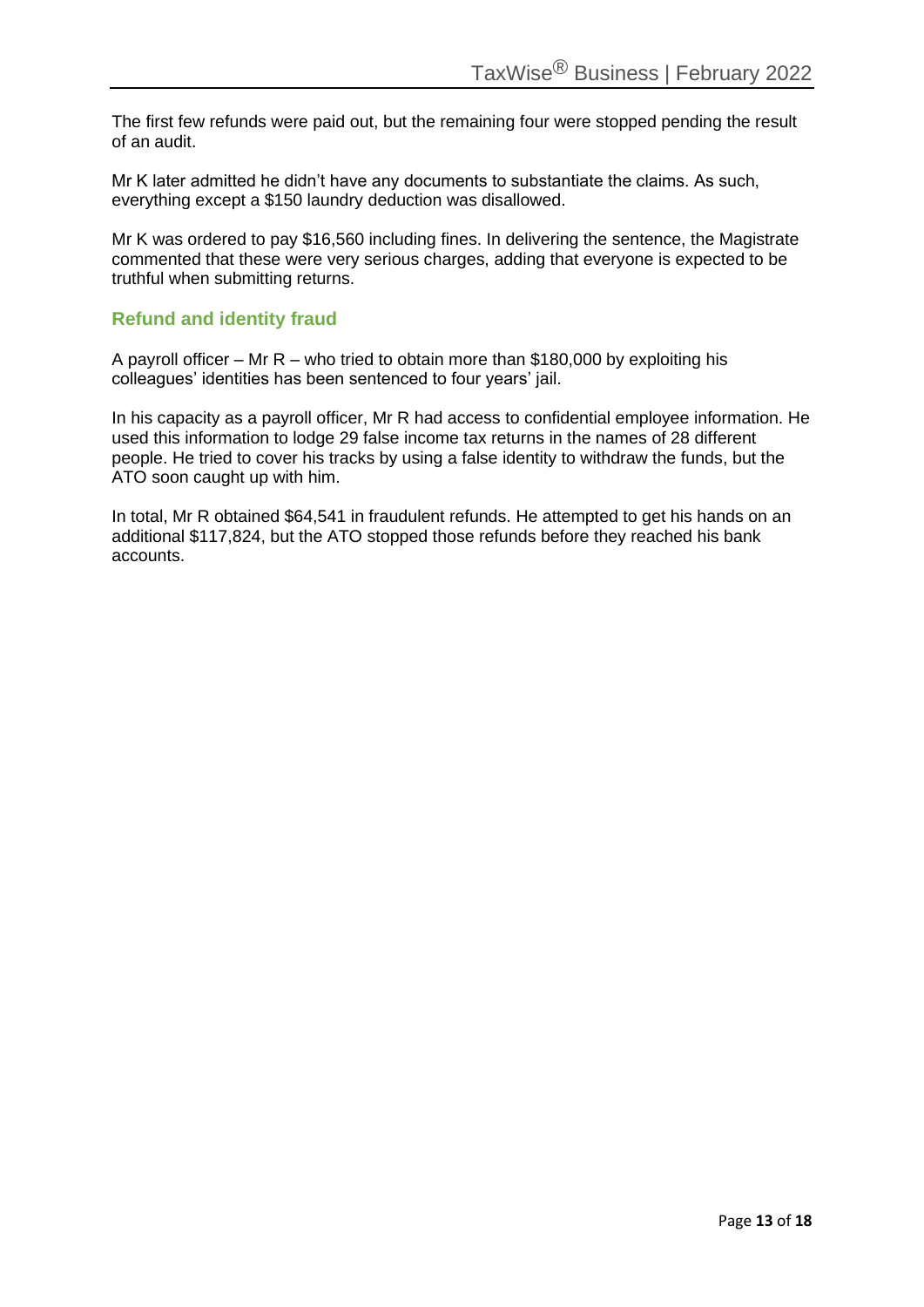The first few refunds were paid out, but the remaining four were stopped pending the result of an audit.

Mr K later admitted he didn't have any documents to substantiate the claims. As such, everything except a $150 laundry deduction was disallowed.

Mr K was ordered to pay $16,560 including fines. In delivering the sentence, the Magistrate commented that these were very serious charges, adding that everyone is expected to be truthful when submitting returns.

## Refund and identity fraud

A payroll officer – Mr R – who tried to obtain more than $180,000 by exploiting his colleagues' identities has been sentenced to four years' jail.

In his capacity as a payroll officer, Mr R had access to confidential employee information. He used this information to lodge 29 false income tax returns in the names of 28 different people. He tried to cover his tracks by using a false identity to withdraw the funds, but the ATO soon caught up with him.

In total, Mr R obtained $64,541 in fraudulent refunds. He attempted to get his hands on an additional $117,824, but the ATO stopped those refunds before they reached his bank accounts.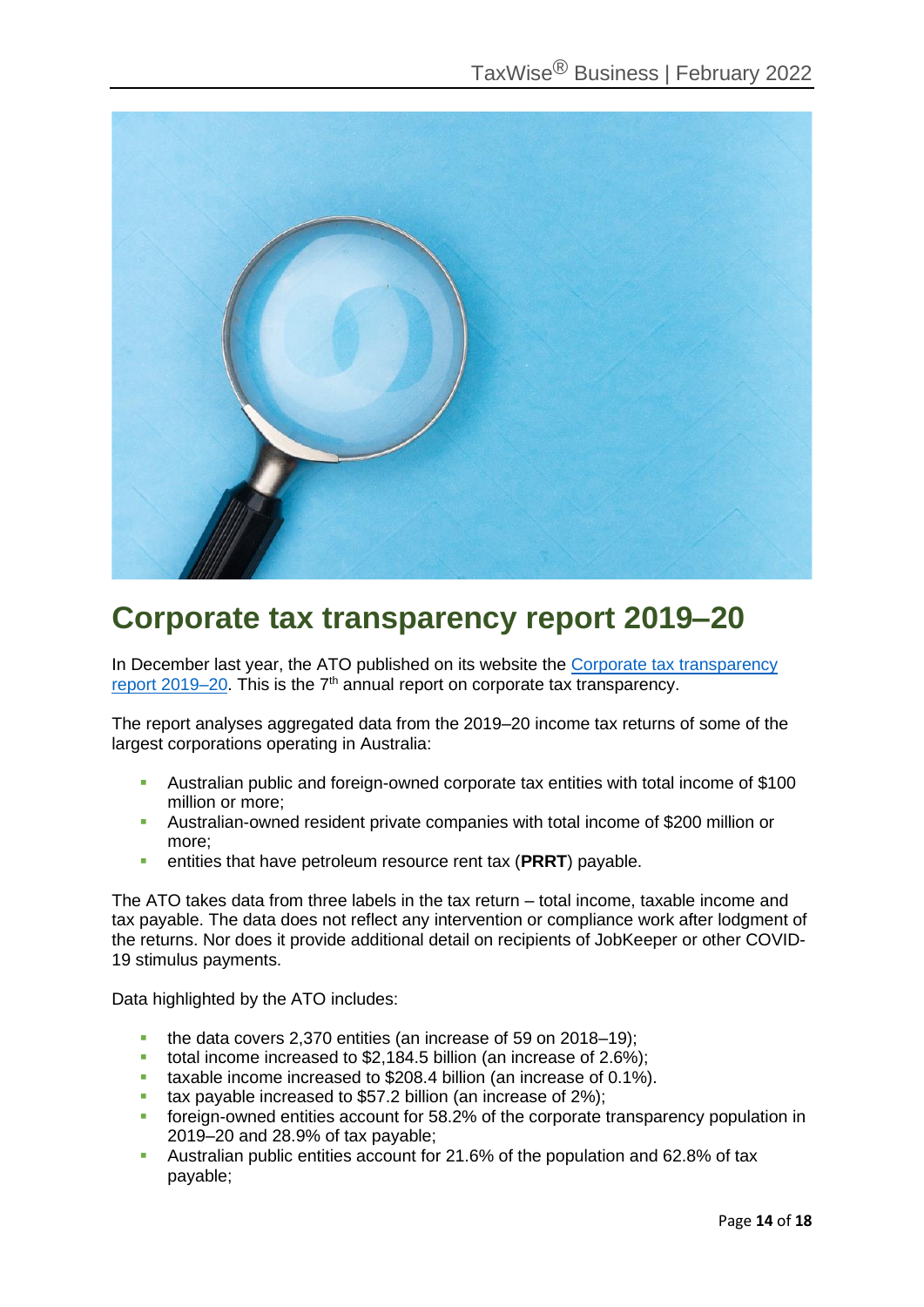# Corporate tax transparency report 2019–20

In December last year, the ATO published on its website the [Corporate tax transparency report 2019–20](). This is the 7th annual report on corporate tax transparency.

The report analyses aggregated data from the 2019–20 income tax returns of some of the largest corporations operating in Australia:

- Australian public and foreign-owned corporate tax entities with total income of $100 million or more;
- Australian-owned resident private companies with total income of $200 million or more;
- entities that have petroleum resource rent tax (**PRRT**) payable.

The ATO takes data from three labels in the tax return – total income, taxable income and tax payable. The data does not reflect any intervention or compliance work after lodgment of the returns. Nor does it provide additional detail on recipients of JobKeeper or other COVID-19 stimulus payments.

Data highlighted by the ATO includes:

- the data covers 2,370 entities (an increase of 59 on 2018–19);
- total income increased to $2,184.5 billion (an increase of 2.6%);
- taxable income increased to $208.4 billion (an increase of 0.1%).
- tax payable increased to $57.2 billion (an increase of 2%);
- foreign-owned entities account for 58.2% of the corporate transparency population in 2019–20 and 28.9% of tax payable;
- Australian public entities account for 21.6% of the population and 62.8% of tax payable;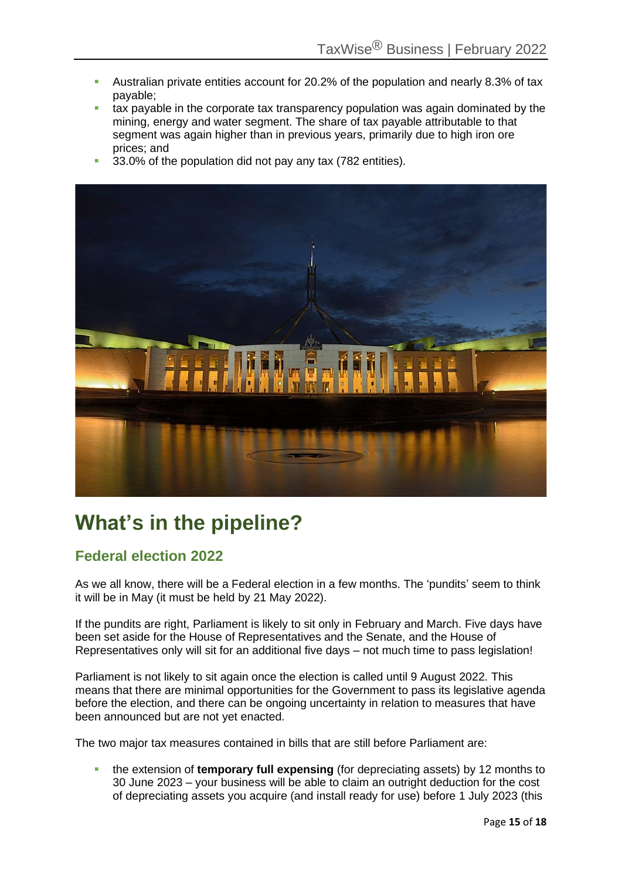- Australian private entities account for 20.2% of the population and nearly 8.3% of tax payable;
- tax payable in the corporate tax transparency population was again dominated by the mining, energy and water segment. The share of tax payable attributable to that segment was again higher than in previous years, primarily due to high iron ore prices; and
- 33.0% of the population did not pay any tax (782 entities).

# What's in the pipeline?

## Federal election 2022

As we all know, there will be a Federal election in a few months. The 'pundits' seem to think it will be in May (it must be held by 21 May 2022).

If the pundits are right, Parliament is likely to sit only in February and March. Five days have been set aside for the House of Representatives and the Senate, and the House of Representatives only will sit for an additional five days – not much time to pass legislation!

Parliament is not likely to sit again once the election is called until 9 August 2022. This means that there are minimal opportunities for the Government to pass its legislative agenda before the election, and there can be ongoing uncertainty in relation to measures that have been announced but are not yet enacted.

The two major tax measures contained in bills that are still before Parliament are:

- the extension of **temporary full expensing** (for depreciating assets) by 12 months to 30 June 2023 – your business will be able to claim an outright deduction for the cost of depreciating assets you acquire (and install ready for use) before 1 July 2023 (this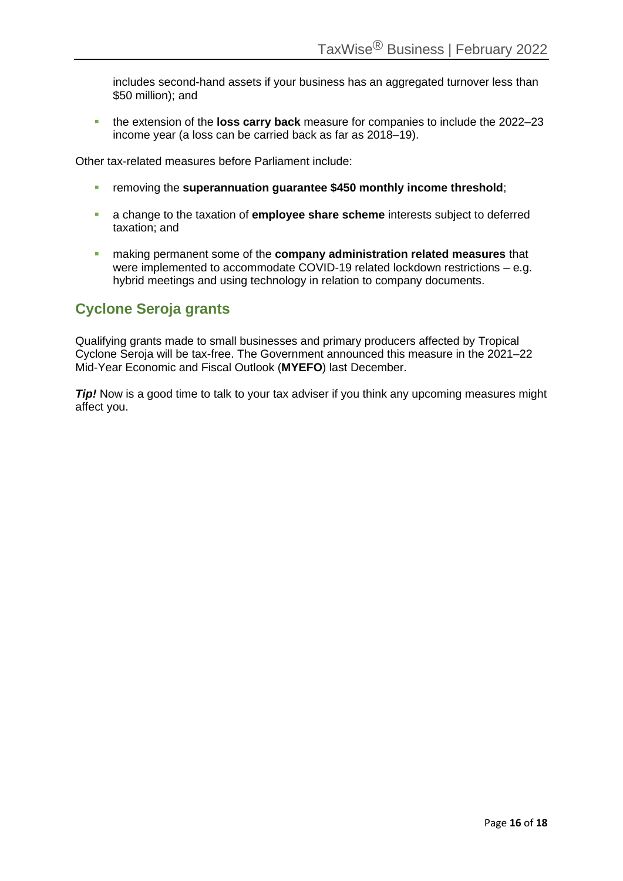includes second-hand assets if your business has an aggregated turnover less than $50 million); and

- the extension of the **loss carry back** measure for companies to include the 2022–23 income year (a loss can be carried back as far as 2018–19).

Other tax-related measures before Parliament include:

- removing the **superannuation guarantee $450 monthly income threshold**;
- a change to the taxation of **employee share scheme** interests subject to deferred taxation; and
- making permanent some of the **company administration related measures** that were implemented to accommodate COVID-19 related lockdown restrictions – e.g. hybrid meetings and using technology in relation to company documents.

## Cyclone Seroja grants

Qualifying grants made to small businesses and primary producers affected by Tropical Cyclone Seroja will be tax-free. The Government announced this measure in the 2021–22 Mid-Year Economic and Fiscal Outlook (**MYEFO**) last December.

***Tip!*** Now is a good time to talk to your tax adviser if you think any upcoming measures might affect you.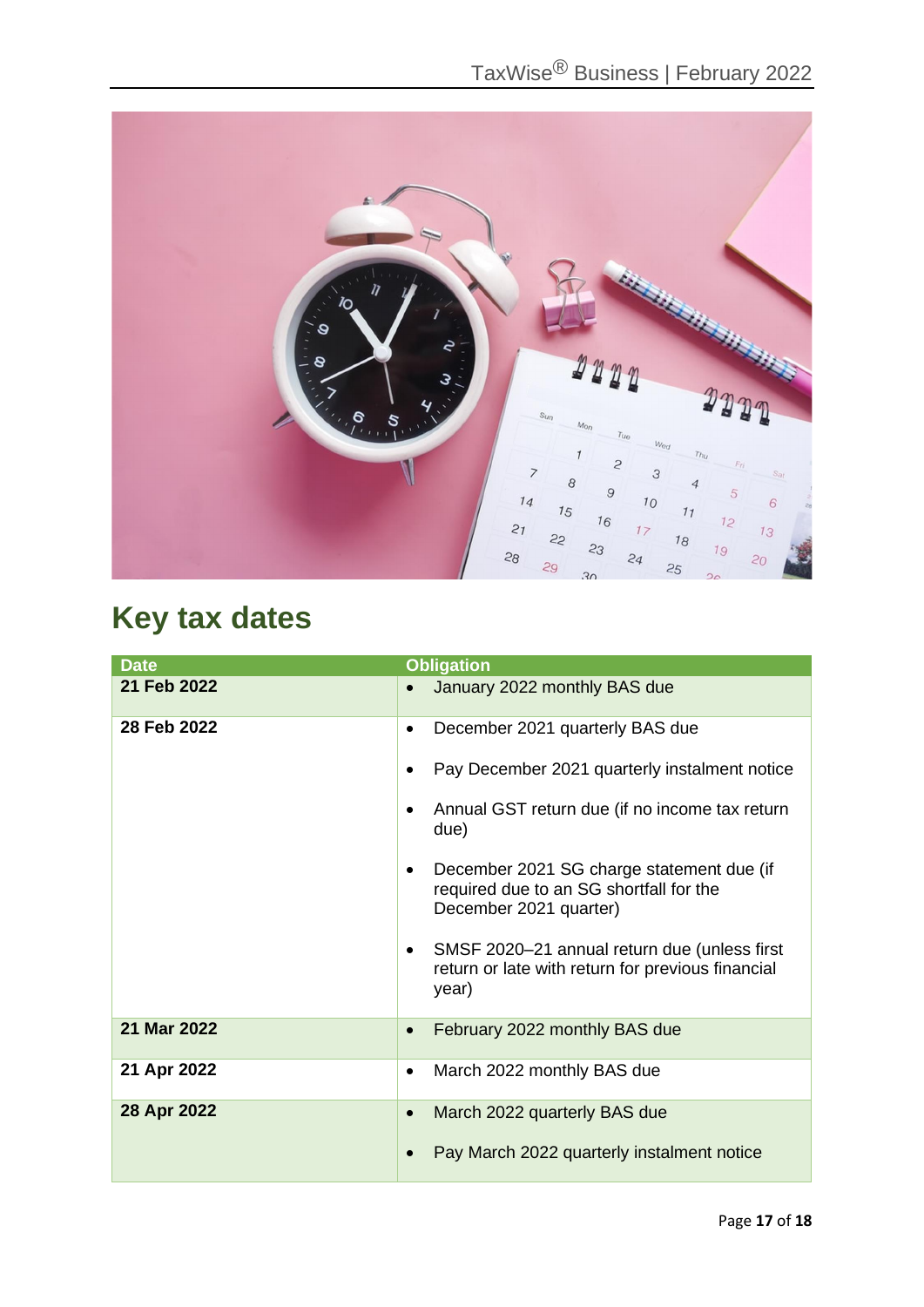# Key tax dates

| Date | Obligation |
| --- | --- |
| 21 Feb 2022 | • January 2022 monthly BAS due |
| 28 Feb 2022 | • December 2021 quarterly BAS due<br>• Pay December 2021 quarterly instalment notice<br>• Annual GST return due (if no income tax return due)<br>• December 2021 SG charge statement due (if required due to an SG shortfall for the December 2021 quarter)<br>• SMSF 2020–21 annual return due (unless first return or late with return for previous financial year) |
| 21 Mar 2022 | • February 2022 monthly BAS due |
| 21 Apr 2022 | • March 2022 monthly BAS due |
| 28 Apr 2022 | • March 2022 quarterly BAS due<br>• Pay March 2022 quarterly instalment notice |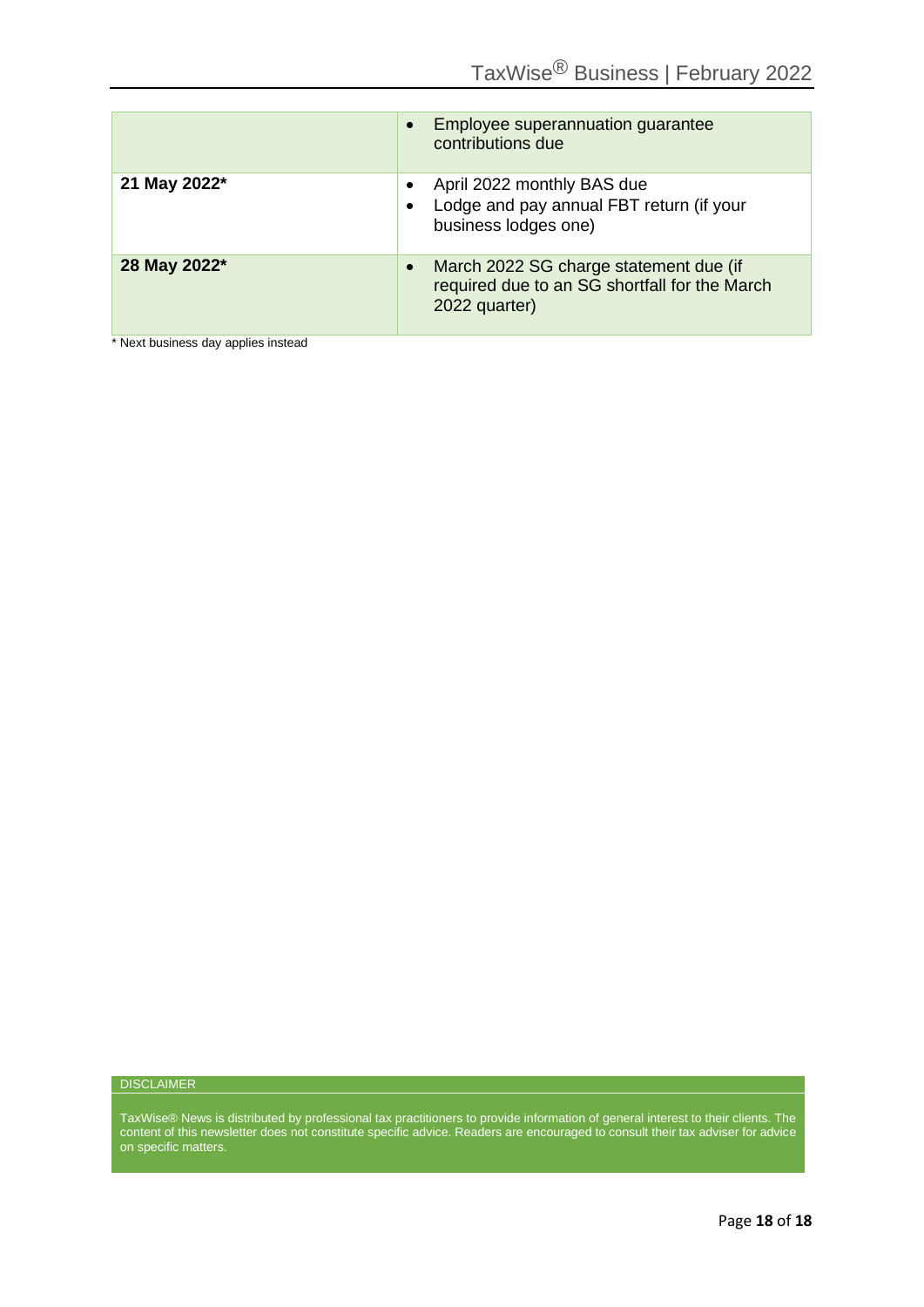| | |
|---|---|
| | • Employee superannuation guarantee contributions due |
| **21 May 2022*** | • April 2022 monthly BAS due<br>• Lodge and pay annual FBT return (if your business lodges one) |
| **28 May 2022*** | • March 2022 SG charge statement due (if required due to an SG shortfall for the March 2022 quarter) |

* Next business day applies instead

DISCLAIMER

TaxWise® News is distributed by professional tax practitioners to provide information of general interest to their clients. The content of this newsletter does not constitute specific advice. Readers are encouraged to consult their tax adviser for advice on specific matters.